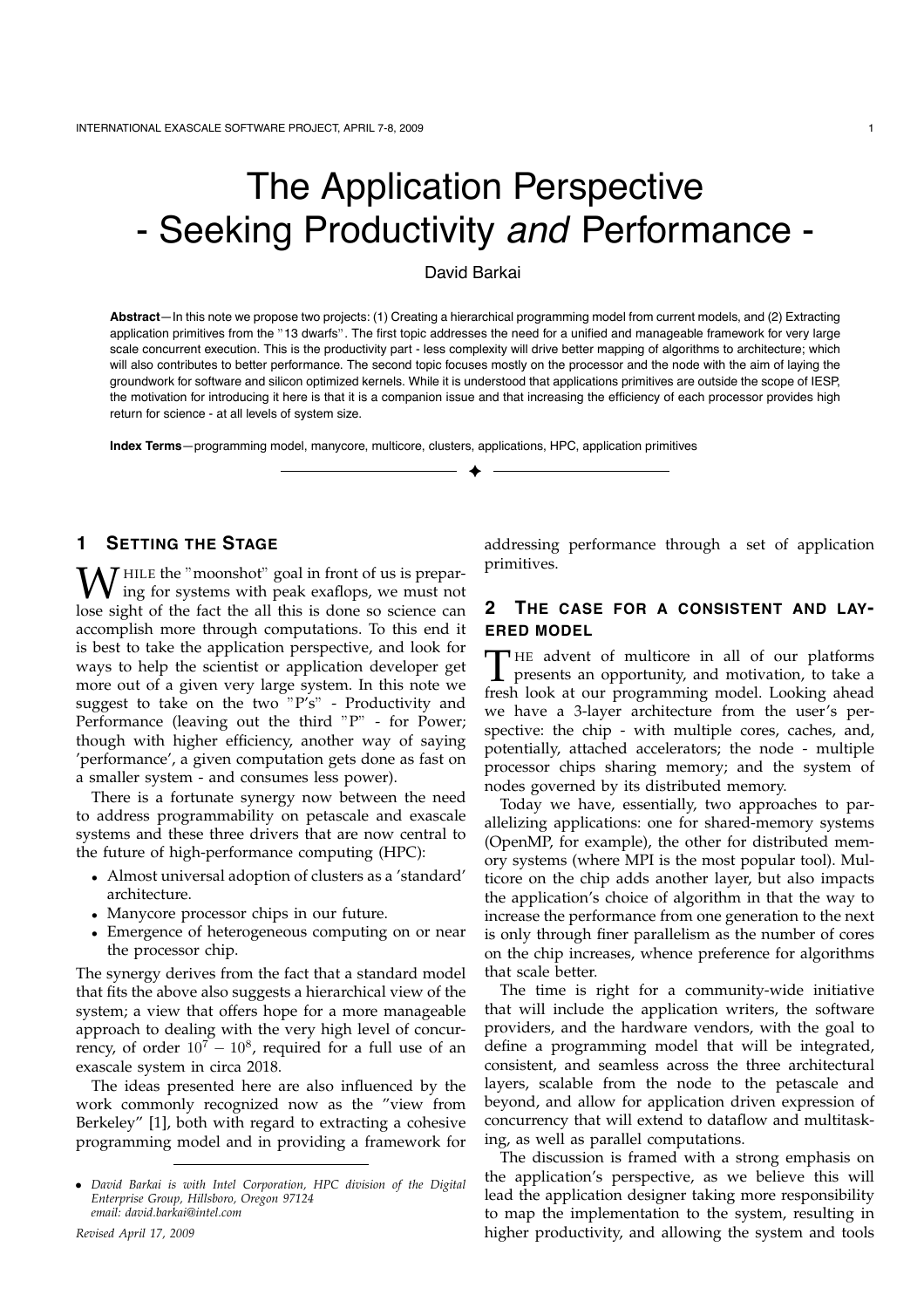# The Application Perspective
# - Seeking Productivity *and* Performance -

David Barkai

**Abstract**—In this note we propose two projects: (1) Creating a hierarchical programming model from current models, and (2) Extracting application primitives from the "13 dwarfs". The first topic addresses the need for a unified and manageable framework for very large scale concurrent execution. This is the productivity part - less complexity will drive better mapping of algorithms to architecture; which will also contributes to better performance. The second topic focuses mostly on the processor and the node with the aim of laying the groundwork for software and silicon optimized kernels. While it is understood that applications primitives are outside the scope of IESP, the motivation for introducing it here is that it is a companion issue and that increasing the efficiency of each processor provides high return for science - at all levels of system size.

**Index Terms**—programming model, manycore, multicore, clusters, applications, HPC, application primitives

## 1 Setting the Stage

While the "moonshot" goal in front of us is preparing for systems with peak exaflops, we must not lose sight of the fact the all this is done so science can accomplish more through computations. To this end it is best to take the application perspective, and look for ways to help the scientist or application developer get more out of a given very large system. In this note we suggest to take on the two "P's" - Productivity and Performance (leaving out the third "P" - for Power; though with higher efficiency, another way of saying 'performance', a given computation gets done as fast on a smaller system - and consumes less power).

There is a fortunate synergy now between the need to address programmability on petascale and exascale systems and these three drivers that are now central to the future of high-performance computing (HPC):

- Almost universal adoption of clusters as a 'standard' architecture.
- Manycore processor chips in our future.
- Emergence of heterogeneous computing on or near the processor chip.

The synergy derives from the fact that a standard model that fits the above also suggests a hierarchical view of the system; a view that offers hope for a more manageable approach to dealing with the very high level of concurrency, of order $10^7 - 10^8$, required for a full use of an exascale system in circa 2018.

The ideas presented here are also influenced by the work commonly recognized now as the "view from Berkeley" [1], both with regard to extracting a cohesive programming model and in providing a framework for addressing performance through a set of application primitives.

- *David Barkai is with Intel Corporation, HPC division of the Digital Enterprise Group, Hillsboro, Oregon 97124*
  *email: david.barkai@intel.com*

*Revised April 17, 2009*

## 2 The case for a consistent and layered model

The advent of multicore in all of our platforms presents an opportunity, and motivation, to take a fresh look at our programming model. Looking ahead we have a 3-layer architecture from the user's perspective: the chip - with multiple cores, caches, and, potentially, attached accelerators; the node - multiple processor chips sharing memory; and the system of nodes governed by its distributed memory.

Today we have, essentially, two approaches to parallelizing applications: one for shared-memory systems (OpenMP, for example), the other for distributed memory systems (where MPI is the most popular tool). Multicore on the chip adds another layer, but also impacts the application's choice of algorithm in that the way to increase the performance from one generation to the next is only through finer parallelism as the number of cores on the chip increases, whence preference for algorithms that scale better.

The time is right for a community-wide initiative that will include the application writers, the software providers, and the hardware vendors, with the goal to define a programming model that will be integrated, consistent, and seamless across the three architectural layers, scalable from the node to the petascale and beyond, and allow for application driven expression of concurrency that will extend to dataflow and multitasking, as well as parallel computations.

The discussion is framed with a strong emphasis on the application's perspective, as we believe this will lead the application designer taking more responsibility to map the implementation to the system, resulting in higher productivity, and allowing the system and tools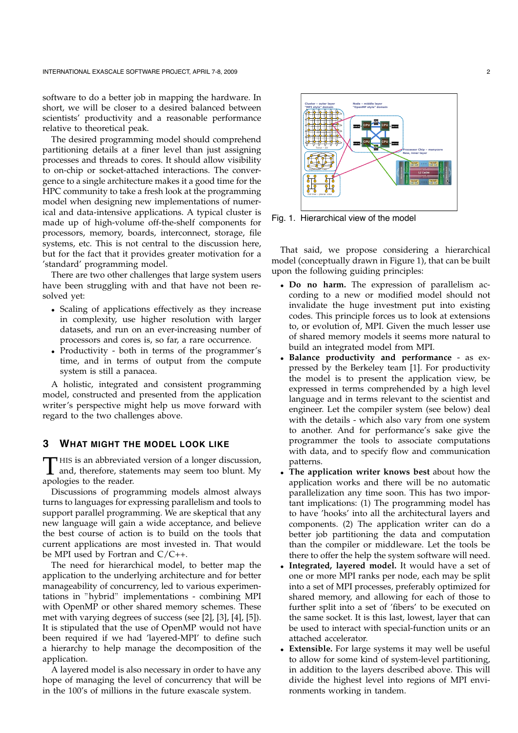software to do a better job in mapping the hardware. In short, we will be closer to a desired balanced between scientists' productivity and a reasonable performance relative to theoretical peak.

The desired programming model should comprehend partitioning details at a finer level than just assigning processes and threads to cores. It should allow visibility to on-chip or socket-attached interactions. The convergence to a single architecture makes it a good time for the HPC community to take a fresh look at the programming model when designing new implementations of numerical and data-intensive applications. A typical cluster is made up of high-volume off-the-shelf components for processors, memory, boards, interconnect, storage, file systems, etc. This is not central to the discussion here, but for the fact that it provides greater motivation for a 'standard' programming model.

There are two other challenges that large system users have been struggling with and that have not been resolved yet:

- Scaling of applications effectively as they increase in complexity, use higher resolution with larger datasets, and run on an ever-increasing number of processors and cores is, so far, a rare occurrence.
- Productivity - both in terms of the programmer's time, and in terms of output from the compute system is still a panacea.

A holistic, integrated and consistent programming model, constructed and presented from the application writer's perspective might help us move forward with regard to the two challenges above.

## 3 What might the model look like

This is an abbreviated version of a longer discussion, and, therefore, statements may seem too blunt. My apologies to the reader.

Discussions of programming models almost always turns to languages for expressing parallelism and tools to support parallel programming. We are skeptical that any new language will gain a wide acceptance, and believe the best course of action is to build on the tools that current applications are most invested in. That would be MPI used by Fortran and C/C++.

The need for hierarchical model, to better map the application to the underlying architecture and for better manageability of concurrency, led to various experimentations in "hybrid" implementations - combining MPI with OpenMP or other shared memory schemes. These met with varying degrees of success (see [2], [3], [4], [5]). It is stipulated that the use of OpenMP would not have been required if we had 'layered-MPI' to define such a hierarchy to help manage the decomposition of the application.

A layered model is also necessary in order to have any hope of managing the level of concurrency that will be in the 100's of millions in the future exascale system.

Fig. 1. Hierarchical view of the model

That said, we propose considering a hierarchical model (conceptually drawn in Figure 1), that can be built upon the following guiding principles:

- **Do no harm.** The expression of parallelism according to a new or modified model should not invalidate the huge investment put into existing codes. This principle forces us to look at extensions to, or evolution of, MPI. Given the much lesser use of shared memory models it seems more natural to build an integrated model from MPI.
- **Balance productivity and performance** - as expressed by the Berkeley team [1]. For productivity the model is to present the application view, be expressed in terms comprehended by a high level language and in terms relevant to the scientist and engineer. Let the compiler system (see below) deal with the details - which also vary from one system to another. And for performance's sake give the programmer the tools to associate computations with data, and to specify flow and communication patterns.
- **The application writer knows best** about how the application works and there will be no automatic parallelization any time soon. This has two important implications: (1) The programming model has to have 'hooks' into all the architectural layers and components. (2) The application writer can do a better job partitioning the data and computation than the compiler or middleware. Let the tools be there to offer the help the system software will need.
- **Integrated, layered model.** It would have a set of one or more MPI ranks per node, each may be split into a set of MPI processes, preferably optimized for shared memory, and allowing for each of those to further split into a set of 'fibers' to be executed on the same socket. It is this last, lowest, layer that can be used to interact with special-function units or an attached accelerator.
- **Extensible.** For large systems it may well be useful to allow for some kind of system-level partitioning, in addition to the layers described above. This will divide the highest level into regions of MPI environments working in tandem.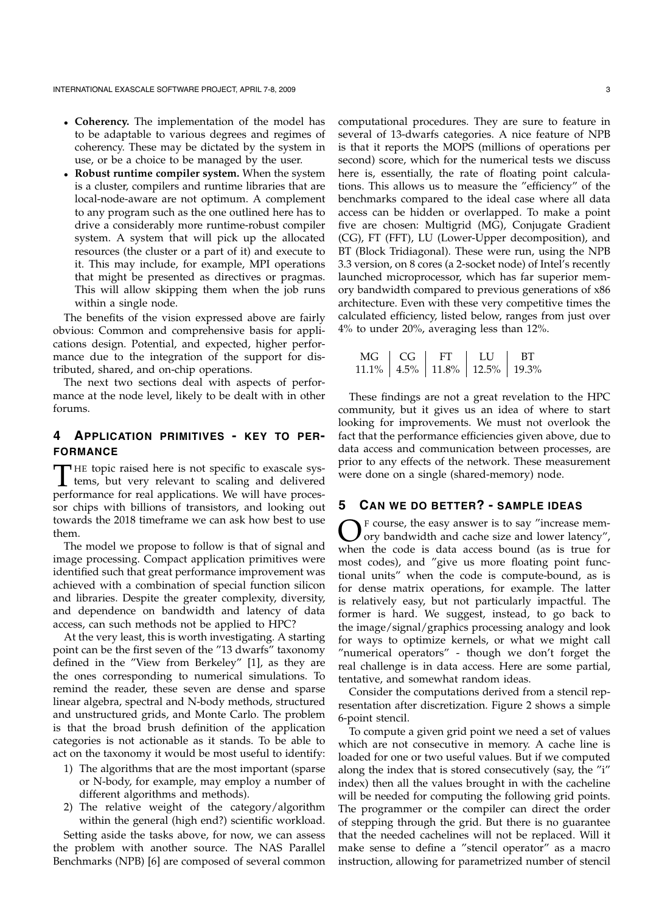- **Coherency.** The implementation of the model has to be adaptable to various degrees and regimes of coherency. These may be dictated by the system in use, or be a choice to be managed by the user.
- **Robust runtime compiler system.** When the system is a cluster, compilers and runtime libraries that are local-node-aware are not optimum. A complement to any program such as the one outlined here has to drive a considerably more runtime-robust compiler system. A system that will pick up the allocated resources (the cluster or a part of it) and execute to it. This may include, for example, MPI operations that might be presented as directives or pragmas. This will allow skipping them when the job runs within a single node.

The benefits of the vision expressed above are fairly obvious: Common and comprehensive basis for applications design. Potential, and expected, higher performance due to the integration of the support for distributed, shared, and on-chip operations.

The next two sections deal with aspects of performance at the node level, likely to be dealt with in other forums.

## 4 Application primitives - key to performance

The topic raised here is not specific to exascale systems, but very relevant to scaling and delivered performance for real applications. We will have processor chips with billions of transistors, and looking out towards the 2018 timeframe we can ask how best to use them.

The model we propose to follow is that of signal and image processing. Compact application primitives were identified such that great performance improvement was achieved with a combination of special function silicon and libraries. Despite the greater complexity, diversity, and dependence on bandwidth and latency of data access, can such methods not be applied to HPC?

At the very least, this is worth investigating. A starting point can be the first seven of the "13 dwarfs" taxonomy defined in the "View from Berkeley" [1], as they are the ones corresponding to numerical simulations. To remind the reader, these seven are dense and sparse linear algebra, spectral and N-body methods, structured and unstructured grids, and Monte Carlo. The problem is that the broad brush definition of the application categories is not actionable as it stands. To be able to act on the taxonomy it would be most useful to identify:

1) The algorithms that are the most important (sparse or N-body, for example, may employ a number of different algorithms and methods).
2) The relative weight of the category/algorithm within the general (high end?) scientific workload.

Setting aside the tasks above, for now, we can assess the problem with another source. The NAS Parallel Benchmarks (NPB) [6] are composed of several common computational procedures. They are sure to feature in several of 13-dwarfs categories. A nice feature of NPB is that it reports the MOPS (millions of operations per second) score, which for the numerical tests we discuss here is, essentially, the rate of floating point calculations. This allows us to measure the "efficiency" of the benchmarks compared to the ideal case where all data access can be hidden or overlapped. To make a point five are chosen: Multigrid (MG), Conjugate Gradient (CG), FT (FFT), LU (Lower-Upper decomposition), and BT (Block Tridiagonal). These were run, using the NPB 3.3 version, on 8 cores (a 2-socket node) of Intel's recently launched microprocessor, which has far superior memory bandwidth compared to previous generations of x86 architecture. Even with these very competitive times the calculated efficiency, listed below, ranges from just over 4% to under 20%, averaging less than 12%.

| MG | CG | FT | LU | BT |
|---|---|---|---|---|
| 11.1% | 4.5% | 11.8% | 12.5% | 19.3% |

These findings are not a great revelation to the HPC community, but it gives us an idea of where to start looking for improvements. We must not overlook the fact that the performance efficiencies given above, due to data access and communication between processes, are prior to any effects of the network. These measurement were done on a single (shared-memory) node.

## 5 Can we do better? - sample ideas

Of course, the easy answer is to say "increase memory bandwidth and cache size and lower latency", when the code is data access bound (as is true for most codes), and "give us more floating point functional units" when the code is compute-bound, as is for dense matrix operations, for example. The latter is relatively easy, but not particularly impactful. The former is hard. We suggest, instead, to go back to the image/signal/graphics processing analogy and look for ways to optimize kernels, or what we might call "numerical operators" - though we don't forget the real challenge is in data access. Here are some partial, tentative, and somewhat random ideas.

Consider the computations derived from a stencil representation after discretization. Figure 2 shows a simple 6-point stencil.

To compute a given grid point we need a set of values which are not consecutive in memory. A cache line is loaded for one or two useful values. But if we computed along the index that is stored consecutively (say, the "i" index) then all the values brought in with the cacheline will be needed for computing the following grid points. The programmer or the compiler can direct the order of stepping through the grid. But there is no guarantee that the needed cachelines will not be replaced. Will it make sense to define a "stencil operator" as a macro instruction, allowing for parametrized number of stencil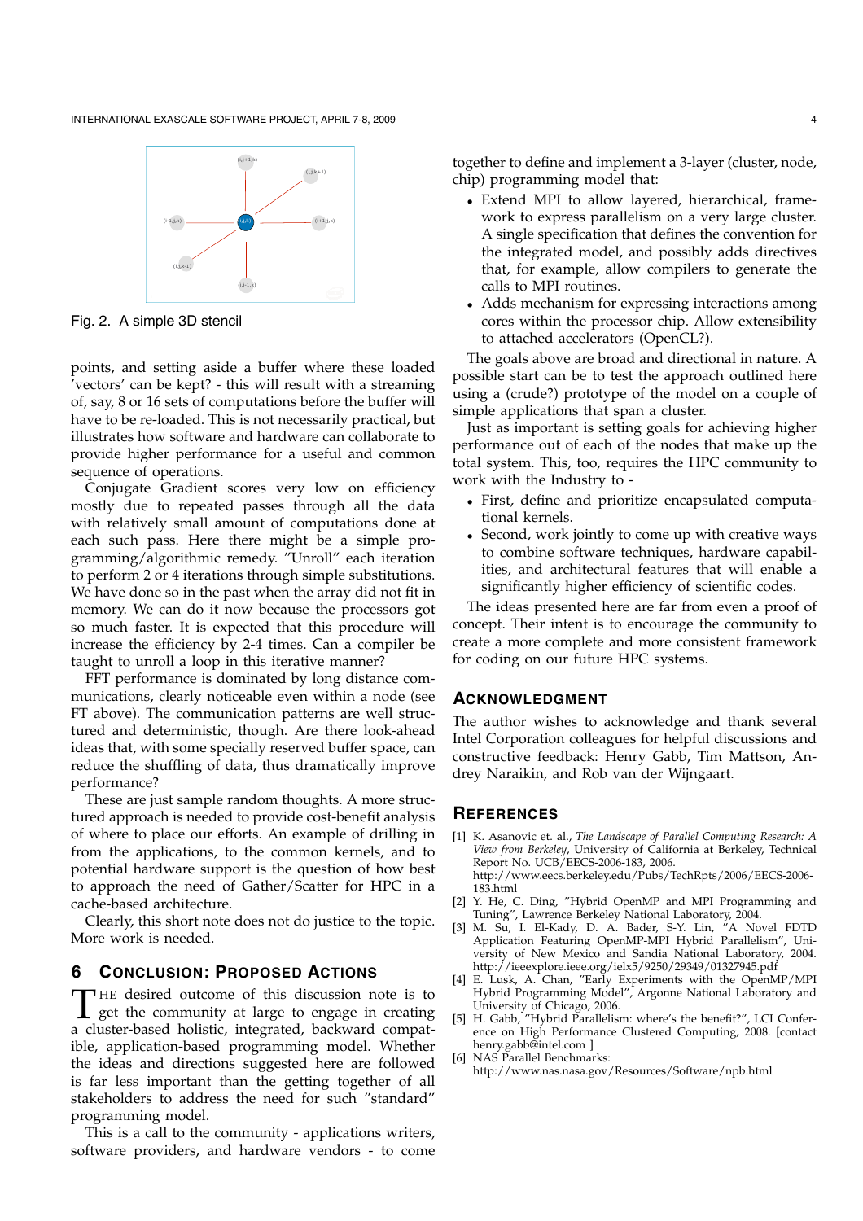Fig. 2. A simple 3D stencil

points, and setting aside a buffer where these loaded 'vectors' can be kept? - this will result with a streaming of, say, 8 or 16 sets of computations before the buffer will have to be re-loaded. This is not necessarily practical, but illustrates how software and hardware can collaborate to provide higher performance for a useful and common sequence of operations.

Conjugate Gradient scores very low on efficiency mostly due to repeated passes through all the data with relatively small amount of computations done at each such pass. Here there might be a simple programming/algorithmic remedy. "Unroll" each iteration to perform 2 or 4 iterations through simple substitutions. We have done so in the past when the array did not fit in memory. We can do it now because the processors got so much faster. It is expected that this procedure will increase the efficiency by 2-4 times. Can a compiler be taught to unroll a loop in this iterative manner?

FFT performance is dominated by long distance communications, clearly noticeable even within a node (see FT above). The communication patterns are well structured and deterministic, though. Are there look-ahead ideas that, with some specially reserved buffer space, can reduce the shuffling of data, thus dramatically improve performance?

These are just sample random thoughts. A more structured approach is needed to provide cost-benefit analysis of where to place our efforts. An example of drilling in from the applications, to the common kernels, and to potential hardware support is the question of how best to approach the need of Gather/Scatter for HPC in a cache-based architecture.

Clearly, this short note does not do justice to the topic. More work is needed.

## 6 Conclusion: Proposed Actions

The desired outcome of this discussion note is to get the community at large to engage in creating a cluster-based holistic, integrated, backward compatible, application-based programming model. Whether the ideas and directions suggested here are followed is far less important than the getting together of all stakeholders to address the need for such "standard" programming model.

This is a call to the community - applications writers, software providers, and hardware vendors - to come together to define and implement a 3-layer (cluster, node, chip) programming model that:

- Extend MPI to allow layered, hierarchical, framework to express parallelism on a very large cluster. A single specification that defines the convention for the integrated model, and possibly adds directives that, for example, allow compilers to generate the calls to MPI routines.
- Adds mechanism for expressing interactions among cores within the processor chip. Allow extensibility to attached accelerators (OpenCL?).

The goals above are broad and directional in nature. A possible start can be to test the approach outlined here using a (crude?) prototype of the model on a couple of simple applications that span a cluster.

Just as important is setting goals for achieving higher performance out of each of the nodes that make up the total system. This, too, requires the HPC community to work with the Industry to -

- First, define and prioritize encapsulated computational kernels.
- Second, work jointly to come up with creative ways to combine software techniques, hardware capabilities, and architectural features that will enable a significantly higher efficiency of scientific codes.

The ideas presented here are far from even a proof of concept. Their intent is to encourage the community to create a more complete and more consistent framework for coding on our future HPC systems.

## Acknowledgment

The author wishes to acknowledge and thank several Intel Corporation colleagues for helpful discussions and constructive feedback: Henry Gabb, Tim Mattson, Andrey Naraikin, and Rob van der Wijngaart.

## References

[1] K. Asanovic et. al., *The Landscape of Parallel Computing Research: A View from Berkeley*, University of California at Berkeley, Technical Report No. UCB/EECS-2006-183, 2006. http://www.eecs.berkeley.edu/Pubs/TechRpts/2006/EECS-2006-183.html

[2] Y. He, C. Ding, "Hybrid OpenMP and MPI Programming and Tuning", Lawrence Berkeley National Laboratory, 2004.

[3] M. Su, I. El-Kady, D. A. Bader, S-Y. Lin, "A Novel FDTD Application Featuring OpenMP-MPI Hybrid Parallelism", University of New Mexico and Sandia National Laboratory, 2004. http://ieeexplore.ieee.org/ielx5/9250/29349/01327945.pdf

[4] E. Lusk, A. Chan, "Early Experiments with the OpenMP/MPI Hybrid Programming Model", Argonne National Laboratory and University of Chicago, 2006.

[5] H. Gabb, "Hybrid Parallelism: where's the benefit?", LCI Conference on High Performance Clustered Computing, 2008. [contact henry.gabb@intel.com ]

[6] NAS Parallel Benchmarks: http://www.nas.nasa.gov/Resources/Software/npb.html